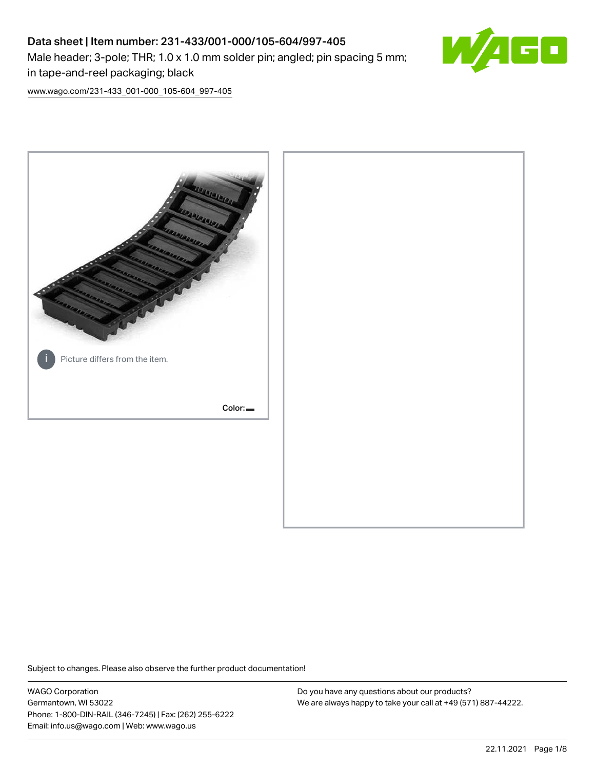# Data sheet | Item number: 231-433/001-000/105-604/997-405

Male header; 3-pole; THR; 1.0 x 1.0 mm solder pin; angled; pin spacing 5 mm; in tape-and-reel packaging; black

www.wago.com/231-433_001-000_105-604_997-405

Picture differs from the item.

Color:

Subject to changes. Please also observe the further product documentation!

WAGO Corporation
Germantown, WI 53022
Phone: 1-800-DIN-RAIL (346-7245) | Fax: (262) 255-6222
Email: info.us@wago.com | Web: www.wago.us

Do you have any questions about our products?
We are always happy to take your call at +49 (571) 887-44222.

22.11.2021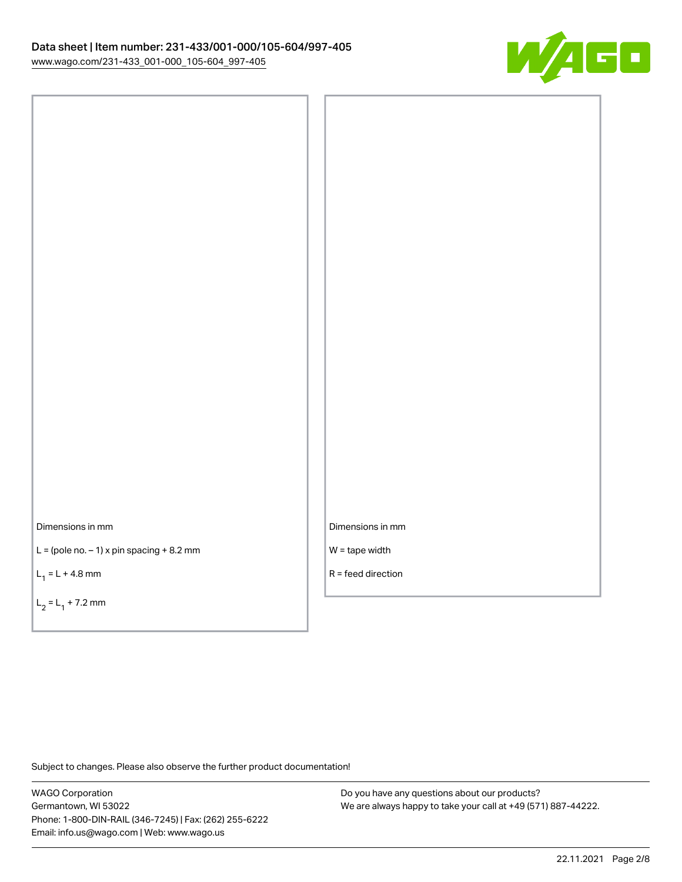Dimensions in mm

L = (pole no. – 1) x pin spacing + 8.2 mm

$L_1$ = L + 4.8 mm

$L_2$ = $L_1$ + 7.2 mm

Dimensions in mm

W = tape width

R = feed direction

Subject to changes. Please also observe the further product documentation!

WAGO Corporation
Germantown, WI 53022
Phone: 1-800-DIN-RAIL (346-7245) | Fax: (262) 255-6222
Email: info.us@wago.com | Web: www.wago.us

Do you have any questions about our products?
We are always happy to take your call at +49 (571) 887-44222.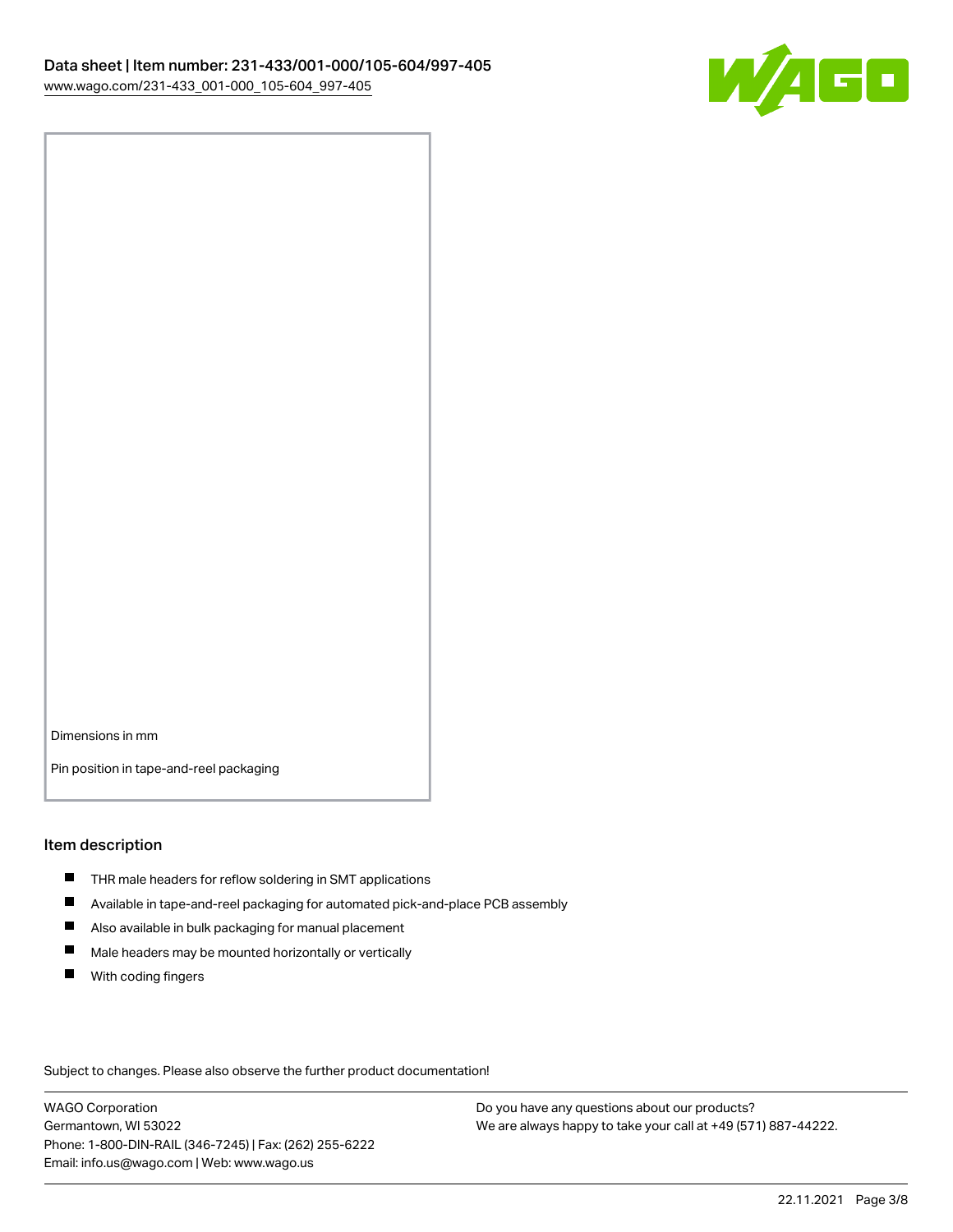Dimensions in mm

Pin position in tape-and-reel packaging

## Item description

- THR male headers for reflow soldering in SMT applications
- Available in tape-and-reel packaging for automated pick-and-place PCB assembly
- Also available in bulk packaging for manual placement
- Male headers may be mounted horizontally or vertically
- With coding fingers

Subject to changes. Please also observe the further product documentation!

WAGO Corporation
Germantown, WI 53022
Phone: 1-800-DIN-RAIL (346-7245) | Fax: (262) 255-6222
Email: info.us@wago.com | Web: www.wago.us

Do you have any questions about our products?
We are always happy to take your call at +49 (571) 887-44222.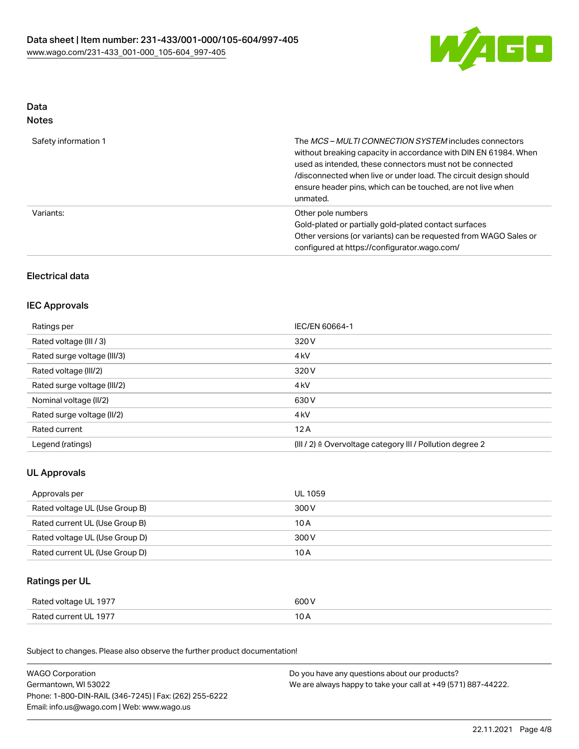## Data
### Notes

| | |
|---|---|
| Safety information 1 | The *MCS – MULTI CONNECTION SYSTEM* includes connectors without breaking capacity in accordance with DIN EN 61984. When used as intended, these connectors must not be connected /disconnected when live or under load. The circuit design should ensure header pins, which can be touched, are not live when unmated. |
| Variants: | Other pole numbers<br>Gold-plated or partially gold-plated contact surfaces<br>Other versions (or variants) can be requested from WAGO Sales or configured at https://configurator.wago.com/ |

### Electrical data

### IEC Approvals

| | |
|---|---|
| Ratings per | IEC/EN 60664-1 |
| Rated voltage (III / 3) | 320 V |
| Rated surge voltage (III/3) | 4 kV |
| Rated voltage (III/2) | 320 V |
| Rated surge voltage (III/2) | 4 kV |
| Nominal voltage (II/2) | 630 V |
| Rated surge voltage (II/2) | 4 kV |
| Rated current | 12 A |
| Legend (ratings) | (III / 2) ≙ Overvoltage category III / Pollution degree 2 |

### UL Approvals

| | |
|---|---|
| Approvals per | UL 1059 |
| Rated voltage UL (Use Group B) | 300 V |
| Rated current UL (Use Group B) | 10 A |
| Rated voltage UL (Use Group D) | 300 V |
| Rated current UL (Use Group D) | 10 A |

### Ratings per UL

| | |
|---|---|
| Rated voltage UL 1977 | 600 V |
| Rated current UL 1977 | 10 A |

Subject to changes. Please also observe the further product documentation!

WAGO Corporation
Germantown, WI 53022
Phone: 1-800-DIN-RAIL (346-7245) | Fax: (262) 255-6222
Email: info.us@wago.com | Web: www.wago.us

Do you have any questions about our products?
We are always happy to take your call at +49 (571) 887-44222.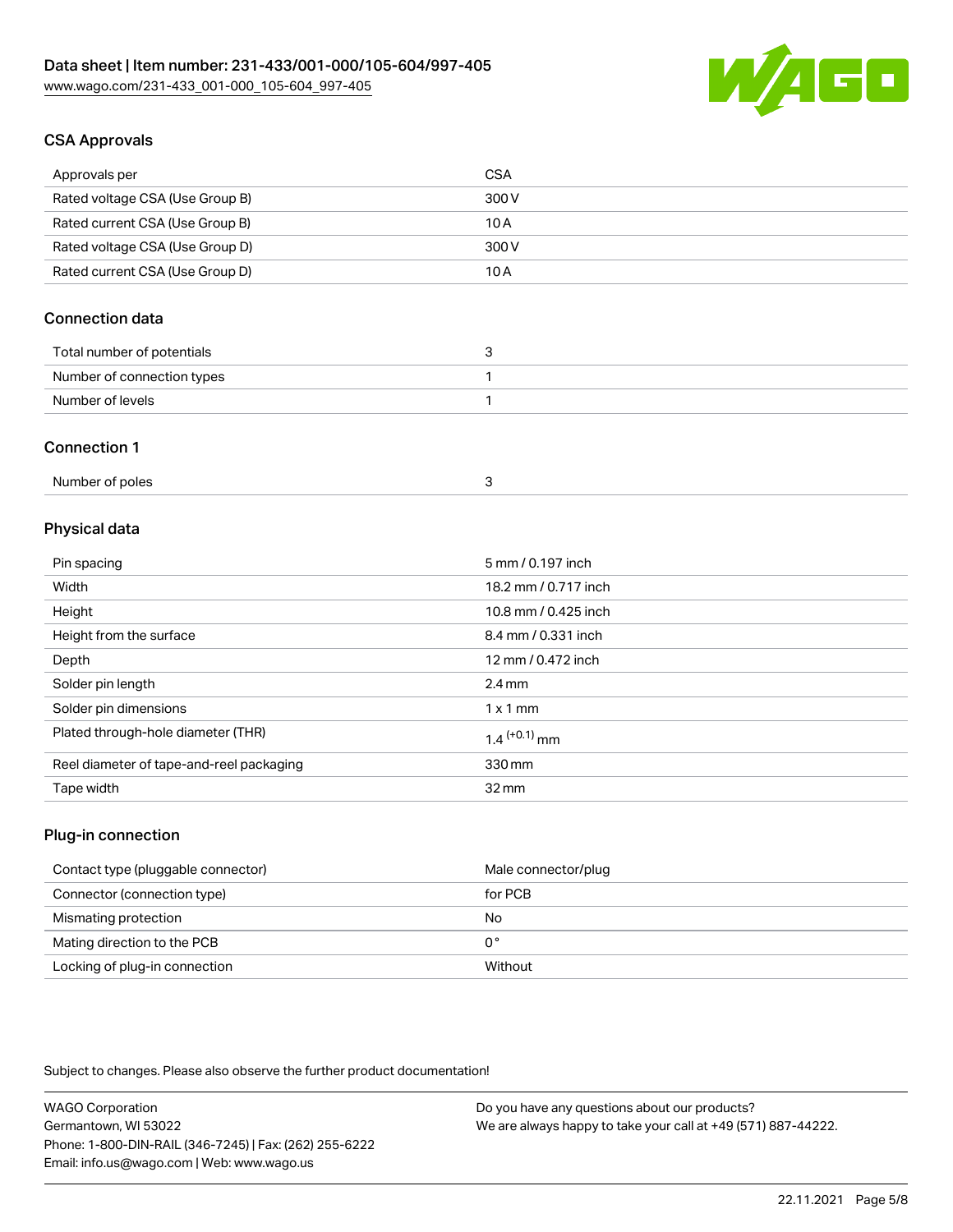## CSA Approvals

| Approvals per | CSA |
|---|---|
| Rated voltage CSA (Use Group B) | 300 V |
| Rated current CSA (Use Group B) | 10 A |
| Rated voltage CSA (Use Group D) | 300 V |
| Rated current CSA (Use Group D) | 10 A |

## Connection data

| Total number of potentials | 3 |
|---|---|
| Number of connection types | 1 |
| Number of levels | 1 |

## Connection 1

| Number of poles | 3 |
|---|---|

## Physical data

| Pin spacing | 5 mm / 0.197 inch |
|---|---|
| Width | 18.2 mm / 0.717 inch |
| Height | 10.8 mm / 0.425 inch |
| Height from the surface | 8.4 mm / 0.331 inch |
| Depth | 12 mm / 0.472 inch |
| Solder pin length | 2.4 mm |
| Solder pin dimensions | 1 x 1 mm |
| Plated through-hole diameter (THR) | $1.4^{(+0.1)}$ mm |
| Reel diameter of tape-and-reel packaging | 330 mm |
| Tape width | 32 mm |

## Plug-in connection

| Contact type (pluggable connector) | Male connector/plug |
|---|---|
| Connector (connection type) | for PCB |
| Mismating protection | No |
| Mating direction to the PCB | 0 ° |
| Locking of plug-in connection | Without |

Subject to changes. Please also observe the further product documentation!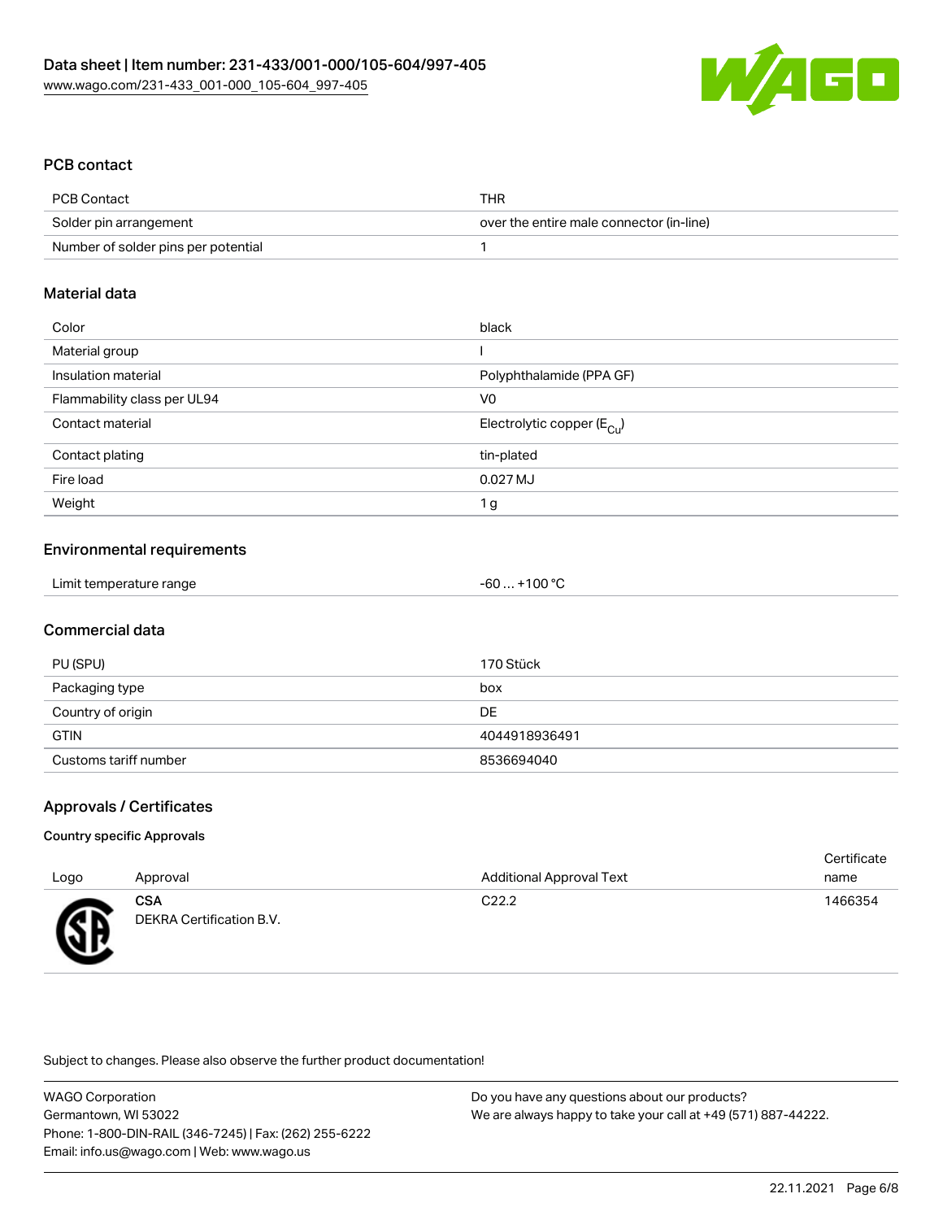## PCB contact

| | |
|---|---|
| PCB Contact | THR |
| Solder pin arrangement | over the entire male connector (in-line) |
| Number of solder pins per potential | 1 |

## Material data

| | |
|---|---|
| Color | black |
| Material group | I |
| Insulation material | Polyphthalamide (PPA GF) |
| Flammability class per UL94 | V0 |
| Contact material | Electrolytic copper ($E_{Cu}$) |
| Contact plating | tin-plated |
| Fire load | 0.027 MJ |
| Weight | 1 g |

## Environmental requirements

| | |
|---|---|
| Limit temperature range | -60 … +100 °C |

## Commercial data

| | |
|---|---|
| PU (SPU) | 170 Stück |
| Packaging type | box |
| Country of origin | DE |
| GTIN | 4044918936491 |
| Customs tariff number | 8536694040 |

## Approvals / Certificates

### Country specific Approvals

| Logo | Approval | Additional Approval Text | Certificate name |
|---|---|---|---|
| | **CSA** DEKRA Certification B.V. | C22.2 | 1466354 |

Subject to changes. Please also observe the further product documentation!

WAGO Corporation
Germantown, WI 53022
Phone: 1-800-DIN-RAIL (346-7245) | Fax: (262) 255-6222
Email: info.us@wago.com | Web: www.wago.us

Do you have any questions about our products?
We are always happy to take your call at +49 (571) 887-44222.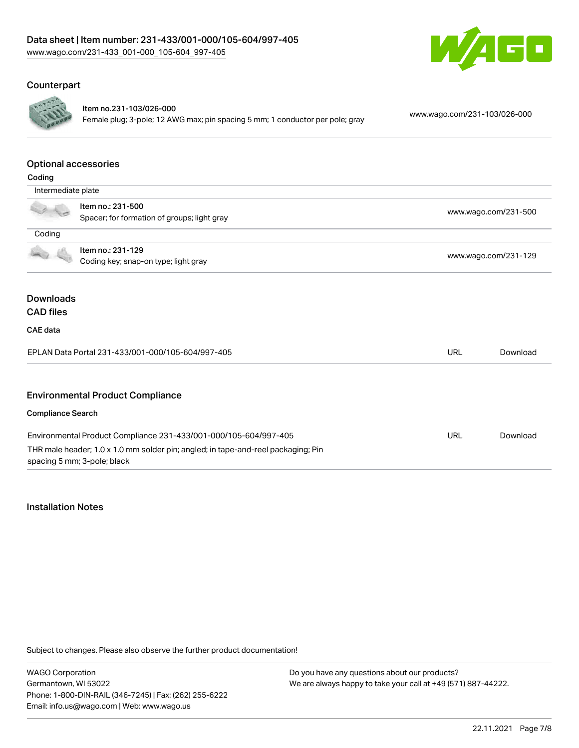## Counterpart

| | | |
|---|---|---|
| Item no.231-103/026-000 | Female plug; 3-pole; 12 AWG max; pin spacing 5 mm; 1 conductor per pole; gray | www.wago.com/231-103/026-000 |

## Optional accessories

### Coding

**Intermediate plate**

| | |
|---|---|
| Item no.: 231-500<br>Spacer; for formation of groups; light gray | www.wago.com/231-500 |

**Coding**

| | |
|---|---|
| Item no.: 231-129<br>Coding key; snap-on type; light gray | www.wago.com/231-129 |

## Downloads

### CAD files

#### CAE data

| | | |
|---|---|---|
| EPLAN Data Portal 231-433/001-000/105-604/997-405 | URL | Download |

## Environmental Product Compliance

#### Compliance Search

| | | |
|---|---|---|
| Environmental Product Compliance 231-433/001-000/105-604/997-405<br>THR male header; 1.0 x 1.0 mm solder pin; angled; in tape-and-reel packaging; Pin spacing 5 mm; 3-pole; black | URL | Download |

## Installation Notes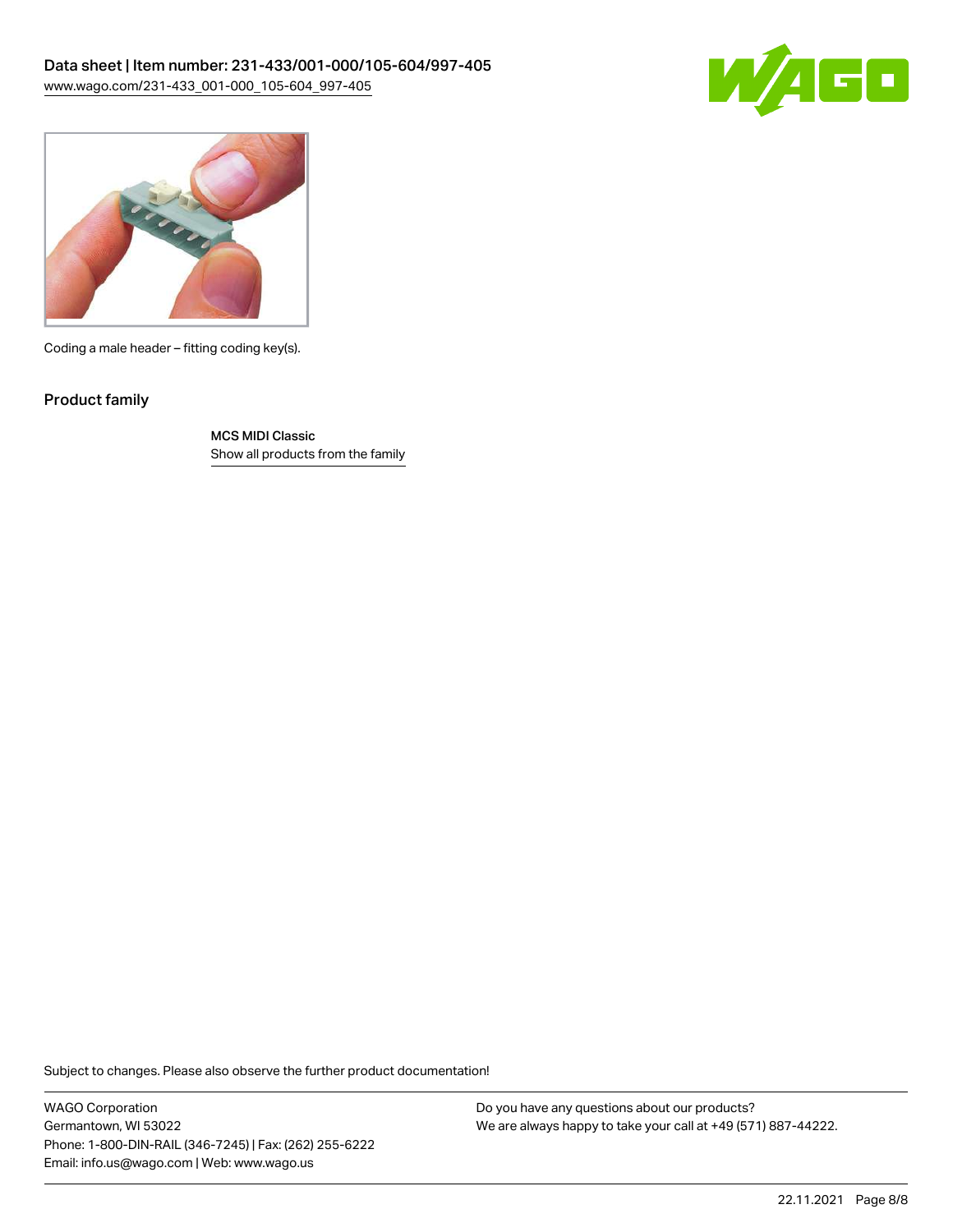Coding a male header – fitting coding key(s).

## Product family

MCS MIDI Classic
Show all products from the family

Subject to changes. Please also observe the further product documentation!

WAGO Corporation
Germantown, WI 53022
Phone: 1-800-DIN-RAIL (346-7245) | Fax: (262) 255-6222
Email: info.us@wago.com | Web: www.wago.us

Do you have any questions about our products?
We are always happy to take your call at +49 (571) 887-44222.